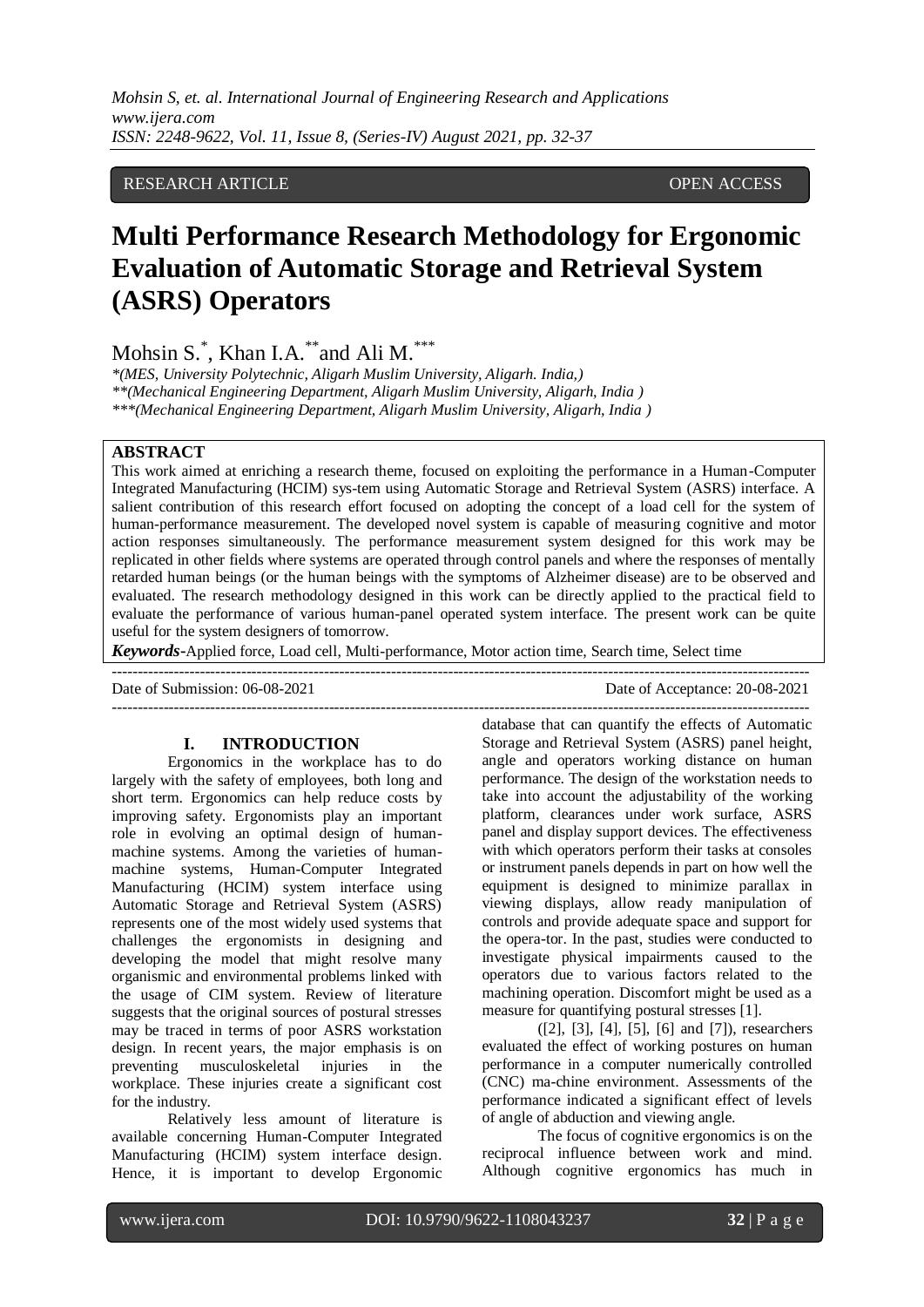RESEARCH ARTICLE OPEN ACCESS

# Multi Performance Research Methodology for Ergonomic Evaluation of Automatic Storage and Retrieval System (ASRS) Operators

Mohsin S.*, Khan I.A.** and Ali M.***

*(MES, University Polytechnic, Aligarh Muslim University, Aligarh. India,)
**(Mechanical Engineering Department, Aligarh Muslim University, Aligarh, India )
***(Mechanical Engineering Department, Aligarh Muslim University, Aligarh, India )

## ABSTRACT

This work aimed at enriching a research theme, focused on exploiting the performance in a Human-Computer Integrated Manufacturing (HCIM) sys-tem using Automatic Storage and Retrieval System (ASRS) interface. A salient contribution of this research effort focused on adopting the concept of a load cell for the system of human-performance measurement. The developed novel system is capable of measuring cognitive and motor action responses simultaneously. The performance measurement system designed for this work may be replicated in other fields where systems are operated through control panels and where the responses of mentally retarded human beings (or the human beings with the symptoms of Alzheimer disease) are to be observed and evaluated. The research methodology designed in this work can be directly applied to the practical field to evaluate the performance of various human-panel operated system interface. The present work can be quite useful for the system designers of tomorrow.

***Keywords*-**Applied force, Load cell, Multi-performance, Motor action time, Search time, Select time

Date of Submission: 06-08-2021 Date of Acceptance: 20-08-2021

## I. INTRODUCTION

Ergonomics in the workplace has to do largely with the safety of employees, both long and short term. Ergonomics can help reduce costs by improving safety. Ergonomists play an important role in evolving an optimal design of human-machine systems. Among the varieties of human-machine systems, Human-Computer Integrated Manufacturing (HCIM) system interface using Automatic Storage and Retrieval System (ASRS) represents one of the most widely used systems that challenges the ergonomists in designing and developing the model that might resolve many organismic and environmental problems linked with the usage of CIM system. Review of literature suggests that the original sources of postural stresses may be traced in terms of poor ASRS workstation design. In recent years, the major emphasis is on preventing musculoskeletal injuries in the workplace. These injuries create a significant cost for the industry.

Relatively less amount of literature is available concerning Human-Computer Integrated Manufacturing (HCIM) system interface design. Hence, it is important to develop Ergonomic database that can quantify the effects of Automatic Storage and Retrieval System (ASRS) panel height, angle and operators working distance on human performance. The design of the workstation needs to take into account the adjustability of the working platform, clearances under work surface, ASRS panel and display support devices. The effectiveness with which operators perform their tasks at consoles or instrument panels depends in part on how well the equipment is designed to minimize parallax in viewing displays, allow ready manipulation of controls and provide adequate space and support for the opera-tor. In the past, studies were conducted to investigate physical impairments caused to the operators due to various factors related to the machining operation. Discomfort might be used as a measure for quantifying postural stresses [1].

([2], [3], [4], [5], [6] and [7]), researchers evaluated the effect of working postures on human performance in a computer numerically controlled (CNC) ma-chine environment. Assessments of the performance indicated a significant effect of levels of angle of abduction and viewing angle.

The focus of cognitive ergonomics is on the reciprocal influence between work and mind. Although cognitive ergonomics has much in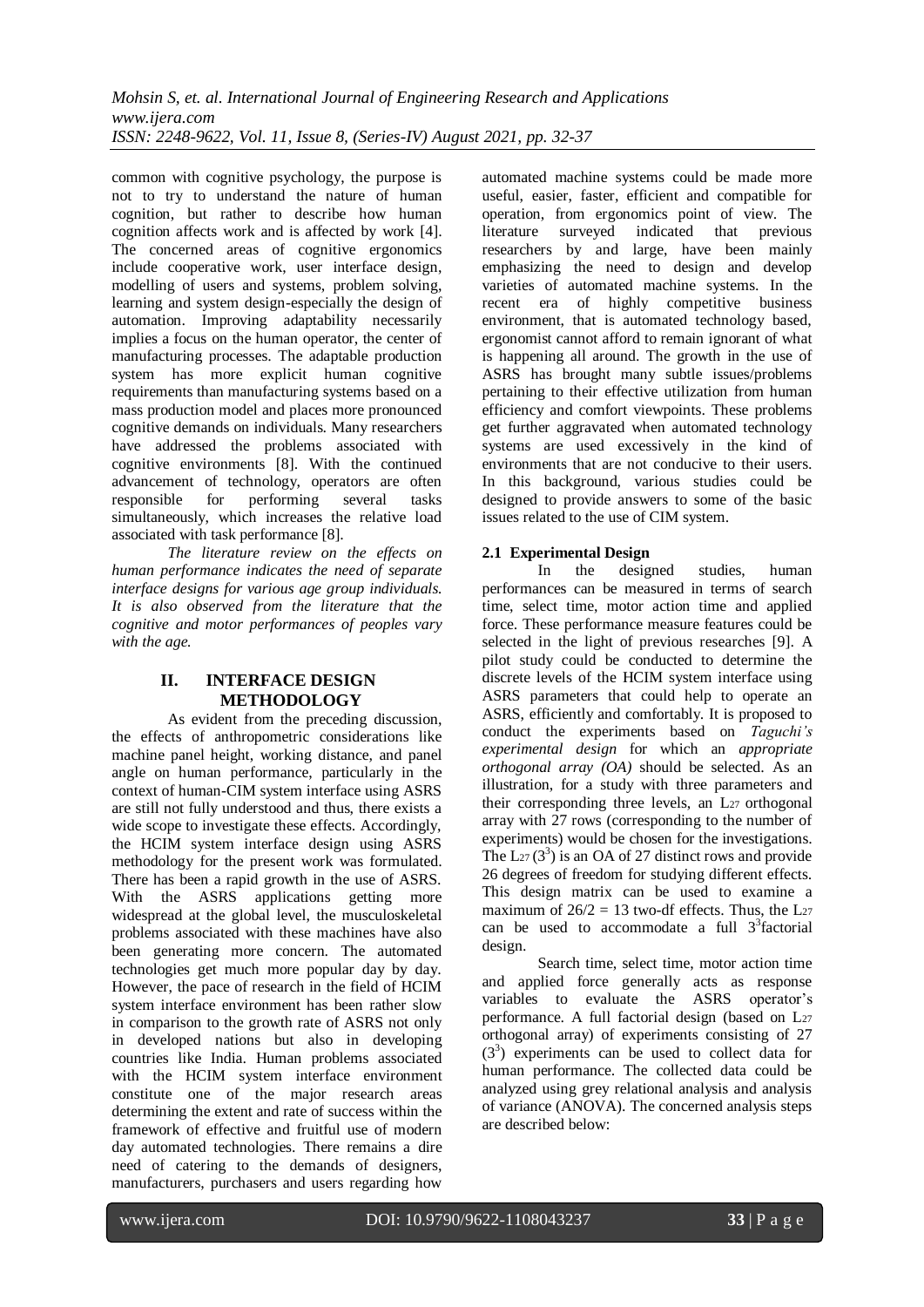common with cognitive psychology, the purpose is not to try to understand the nature of human cognition, but rather to describe how human cognition affects work and is affected by work [4]. The concerned areas of cognitive ergonomics include cooperative work, user interface design, modelling of users and systems, problem solving, learning and system design-especially the design of automation. Improving adaptability necessarily implies a focus on the human operator, the center of manufacturing processes. The adaptable production system has more explicit human cognitive requirements than manufacturing systems based on a mass production model and places more pronounced cognitive demands on individuals. Many researchers have addressed the problems associated with cognitive environments [8]. With the continued advancement of technology, operators are often responsible for performing several tasks simultaneously, which increases the relative load associated with task performance [8].

*The literature review on the effects on human performance indicates the need of separate interface designs for various age group individuals. It is also observed from the literature that the cognitive and motor performances of peoples vary with the age.*

## II. INTERFACE DESIGN METHODOLOGY

As evident from the preceding discussion, the effects of anthropometric considerations like machine panel height, working distance, and panel angle on human performance, particularly in the context of human-CIM system interface using ASRS are still not fully understood and thus, there exists a wide scope to investigate these effects. Accordingly, the HCIM system interface design using ASRS methodology for the present work was formulated. There has been a rapid growth in the use of ASRS. With the ASRS applications getting more widespread at the global level, the musculoskeletal problems associated with these machines have also been generating more concern. The automated technologies get much more popular day by day. However, the pace of research in the field of HCIM system interface environment has been rather slow in comparison to the growth rate of ASRS not only in developed nations but also in developing countries like India. Human problems associated with the HCIM system interface environment constitute one of the major research areas determining the extent and rate of success within the framework of effective and fruitful use of modern day automated technologies. There remains a dire need of catering to the demands of designers, manufacturers, purchasers and users regarding how automated machine systems could be made more useful, easier, faster, efficient and compatible for operation, from ergonomics point of view. The literature surveyed indicated that previous researchers by and large, have been mainly emphasizing the need to design and develop varieties of automated machine systems. In the recent era of highly competitive business environment, that is automated technology based, ergonomist cannot afford to remain ignorant of what is happening all around. The growth in the use of ASRS has brought many subtle issues/problems pertaining to their effective utilization from human efficiency and comfort viewpoints. These problems get further aggravated when automated technology systems are used excessively in the kind of environments that are not conducive to their users. In this background, various studies could be designed to provide answers to some of the basic issues related to the use of CIM system.

### 2.1 Experimental Design

In the designed studies, human performances can be measured in terms of search time, select time, motor action time and applied force. These performance measure features could be selected in the light of previous researches [9]. A pilot study could be conducted to determine the discrete levels of the HCIM system interface using ASRS parameters that could help to operate an ASRS, efficiently and comfortably. It is proposed to conduct the experiments based on *Taguchi's experimental design* for which an *appropriate orthogonal array (OA)* should be selected. As an illustration, for a study with three parameters and their corresponding three levels, an $L_{27}$ orthogonal array with 27 rows (corresponding to the number of experiments) would be chosen for the investigations. The $L_{27}$ $(3^3)$ is an OA of 27 distinct rows and provide 26 degrees of freedom for studying different effects. This design matrix can be used to examine a maximum of $26/2 = 13$ two-df effects. Thus, the $L_{27}$ can be used to accommodate a full $3^3$factorial design.

Search time, select time, motor action time and applied force generally acts as response variables to evaluate the ASRS operator's performance. A full factorial design (based on $L_{27}$ orthogonal array) of experiments consisting of 27 $(3^3)$ experiments can be used to collect data for human performance. The collected data could be analyzed using grey relational analysis and analysis of variance (ANOVA). The concerned analysis steps are described below: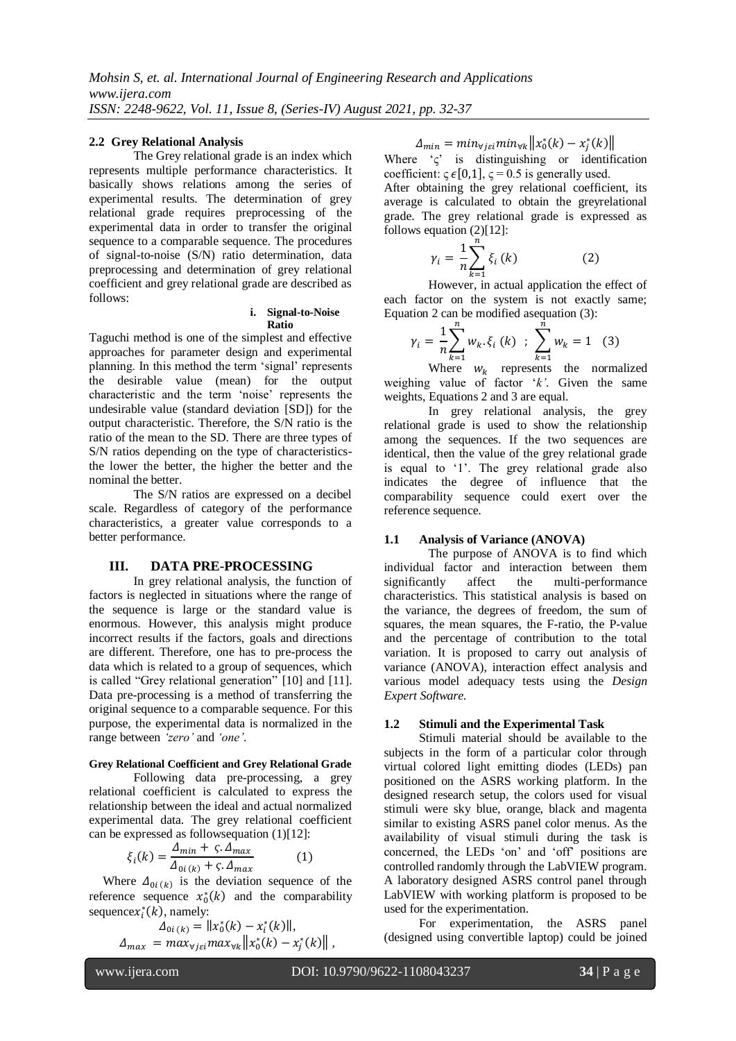### 2.2 Grey Relational Analysis

The Grey relational grade is an index which represents multiple performance characteristics. It basically shows relations among the series of experimental results. The determination of grey relational grade requires preprocessing of the experimental data in order to transfer the original sequence to a comparable sequence. The procedures of signal-to-noise (S/N) ratio determination, data preprocessing and determination of grey relational coefficient and grey relational grade are described as follows:

**i. Signal-to-Noise Ratio**

Taguchi method is one of the simplest and effective approaches for parameter design and experimental planning. In this method the term 'signal' represents the desirable value (mean) for the output characteristic and the term 'noise' represents the undesirable value (standard deviation [SD]) for the output characteristic. Therefore, the S/N ratio is the ratio of the mean to the SD. There are three types of S/N ratios depending on the type of characteristics- the lower the better, the higher the better and the nominal the better.

The S/N ratios are expressed on a decibel scale. Regardless of category of the performance characteristics, a greater value corresponds to a better performance.

## III. DATA PRE-PROCESSING

In grey relational analysis, the function of factors is neglected in situations where the range of the sequence is large or the standard value is enormous. However, this analysis might produce incorrect results if the factors, goals and directions are different. Therefore, one has to pre-process the data which is related to a group of sequences, which is called "Grey relational generation" [10] and [11]. Data pre-processing is a method of transferring the original sequence to a comparable sequence. For this purpose, the experimental data is normalized in the range between *'zero'* and *'one'*.

**Grey Relational Coefficient and Grey Relational Grade**

Following data pre-processing, a grey relational coefficient is calculated to express the relationship between the ideal and actual normalized experimental data. The grey relational coefficient can be expressed as followsequation (1)[12]:

$$\xi_i(k) = \frac{\Delta_{min} + \varsigma.\Delta_{max}}{\Delta_{0i(k)} + \varsigma.\Delta_{max}} \qquad (1)$$

Where $\Delta_{0i(k)}$ is the deviation sequence of the reference sequence $x_0^*(k)$ and the comparability sequence$x_i^*(k)$, namely:

$$\Delta_{0i(k)} = \|x_0^*(k) - x_i^*(k)\|,$$

$$\Delta_{max} = max_{\forall j\epsilon i} max_{\forall k}\left\|x_0^*(k) - x_j^*(k)\right\|,$$

$$\Delta_{min} = min_{\forall j\epsilon i} min_{\forall k}\left\|x_0^*(k) - x_j^*(k)\right\|$$

Where '$\varsigma$' is distinguishing or identification coefficient: $\varsigma \epsilon [0,1]$, $\varsigma = 0.5$ is generally used.

After obtaining the grey relational coefficient, its average is calculated to obtain the greyrelational grade. The grey relational grade is expressed as follows equation (2)[12]:

$$\gamma_i = \frac{1}{n}\sum_{k=1}^{n} \xi_i\,(k) \qquad (2)$$

However, in actual application the effect of each factor on the system is not exactly same; Equation 2 can be modified asequation (3):

$$\gamma_i = \frac{1}{n}\sum_{k=1}^{n} w_k.\xi_i\,(k) \;\; ; \;\; \sum_{k=1}^{n} w_k = 1 \quad (3)$$

Where $w_k$ represents the normalized weighing value of factor '$k$'. Given the same weights, Equations 2 and 3 are equal.

In grey relational analysis, the grey relational grade is used to show the relationship among the sequences. If the two sequences are identical, then the value of the grey relational grade is equal to '1'. The grey relational grade also indicates the degree of influence that the comparability sequence could exert over the reference sequence.

### 1.1 Analysis of Variance (ANOVA)

The purpose of ANOVA is to find which individual factor and interaction between them significantly affect the multi-performance characteristics. This statistical analysis is based on the variance, the degrees of freedom, the sum of squares, the mean squares, the F-ratio, the P-value and the percentage of contribution to the total variation. It is proposed to carry out analysis of variance (ANOVA), interaction effect analysis and various model adequacy tests using the *Design Expert Software.*

### 1.2 Stimuli and the Experimental Task

Stimuli material should be available to the subjects in the form of a particular color through virtual colored light emitting diodes (LEDs) pan positioned on the ASRS working platform. In the designed research setup, the colors used for visual stimuli were sky blue, orange, black and magenta similar to existing ASRS panel color menus. As the availability of visual stimuli during the task is concerned, the LEDs 'on' and 'off' positions are controlled randomly through the LabVIEW program. A laboratory designed ASRS control panel through LabVIEW with working platform is proposed to be used for the experimentation.

For experimentation, the ASRS panel (designed using convertible laptop) could be joined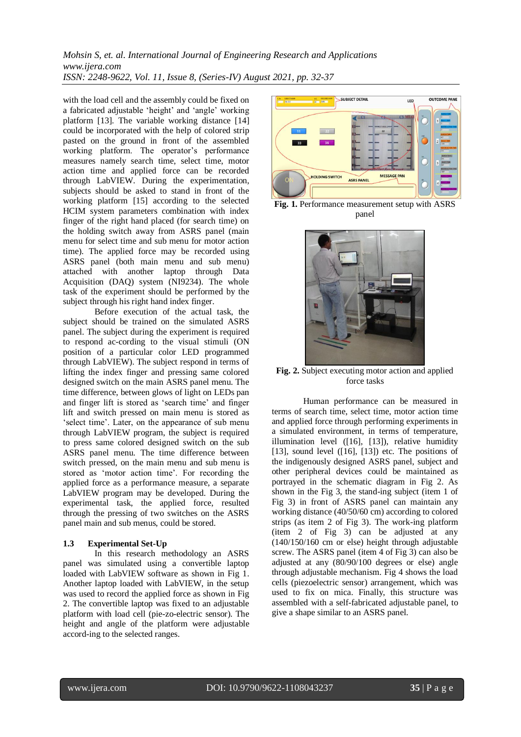with the load cell and the assembly could be fixed on a fabricated adjustable 'height' and 'angle' working platform [13]. The variable working distance [14] could be incorporated with the help of colored strip pasted on the ground in front of the assembled working platform. The operator's performance measures namely search time, select time, motor action time and applied force can be recorded through LabVIEW. During the experimentation, subjects should be asked to stand in front of the working platform [15] according to the selected HCIM system parameters combination with index finger of the right hand placed (for search time) on the holding switch away from ASRS panel (main menu for select time and sub menu for motor action time). The applied force may be recorded using ASRS panel (both main menu and sub menu) attached with another laptop through Data Acquisition (DAQ) system (NI9234). The whole task of the experiment should be performed by the subject through his right hand index finger.

Before execution of the actual task, the subject should be trained on the simulated ASRS panel. The subject during the experiment is required to respond ac-cording to the visual stimuli (ON position of a particular color LED programmed through LabVIEW). The subject respond in terms of lifting the index finger and pressing same colored designed switch on the main ASRS panel menu. The time difference, between glows of light on LEDs pan and finger lift is stored as 'search time' and finger lift and switch pressed on main menu is stored as 'select time'. Later, on the appearance of sub menu through LabVIEW program, the subject is required to press same colored designed switch on the sub ASRS panel menu. The time difference between switch pressed, on the main menu and sub menu is stored as 'motor action time'. For recording the applied force as a performance measure, a separate LabVIEW program may be developed. During the experimental task, the applied force, resulted through the pressing of two switches on the ASRS panel main and sub menus, could be stored.

### 1.3 Experimental Set-Up

In this research methodology an ASRS panel was simulated using a convertible laptop loaded with LabVIEW software as shown in Fig 1. Another laptop loaded with LabVIEW, in the setup was used to record the applied force as shown in Fig 2. The convertible laptop was fixed to an adjustable platform with load cell (pie-zo-electric sensor). The height and angle of the platform were adjustable accord-ing to the selected ranges.

**Fig. 1.** Performance measurement setup with ASRS panel

**Fig. 2.** Subject executing motor action and applied force tasks

Human performance can be measured in terms of search time, select time, motor action time and applied force through performing experiments in a simulated environment, in terms of temperature, illumination level ([16], [13]), relative humidity [13], sound level ([16], [13]) etc. The positions of the indigenously designed ASRS panel, subject and other peripheral devices could be maintained as portrayed in the schematic diagram in Fig 2. As shown in the Fig 3, the stand-ing subject (item 1 of Fig 3) in front of ASRS panel can maintain any working distance (40/50/60 cm) according to colored strips (as item 2 of Fig 3). The work-ing platform (item 2 of Fig 3) can be adjusted at any (140/150/160 cm or else) height through adjustable screw. The ASRS panel (item 4 of Fig 3) can also be adjusted at any (80/90/100 degrees or else) angle through adjustable mechanism. Fig 4 shows the load cells (piezoelectric sensor) arrangement, which was used to fix on mica. Finally, this structure was assembled with a self-fabricated adjustable panel, to give a shape similar to an ASRS panel.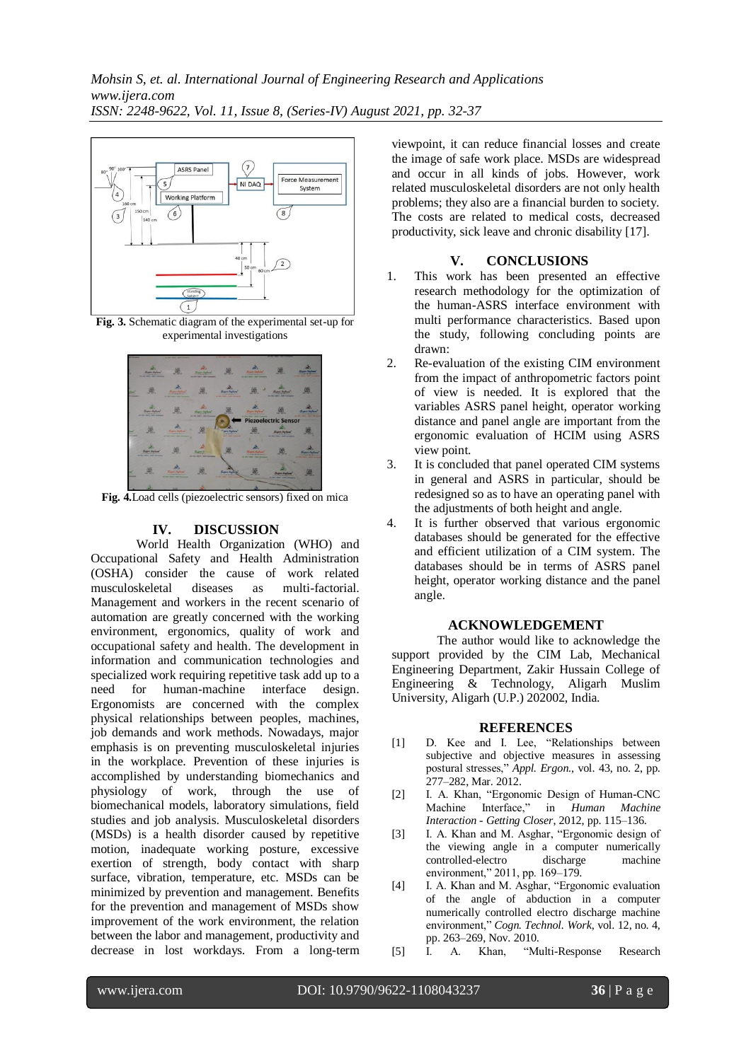Fig. 3. Schematic diagram of the experimental set-up for experimental investigations

Fig. 4. Load cells (piezoelectric sensors) fixed on mica

## IV. DISCUSSION

World Health Organization (WHO) and Occupational Safety and Health Administration (OSHA) consider the cause of work related musculoskeletal diseases as multi-factorial. Management and workers in the recent scenario of automation are greatly concerned with the working environment, ergonomics, quality of work and occupational safety and health. The development in information and communication technologies and specialized work requiring repetitive task add up to a need for human-machine interface design. Ergonomists are concerned with the complex physical relationships between peoples, machines, job demands and work methods. Nowadays, major emphasis is on preventing musculoskeletal injuries in the workplace. Prevention of these injuries is accomplished by understanding biomechanics and physiology of work, through the use of biomechanical models, laboratory simulations, field studies and job analysis. Musculoskeletal disorders (MSDs) is a health disorder caused by repetitive motion, inadequate working posture, excessive exertion of strength, body contact with sharp surface, vibration, temperature, etc. MSDs can be minimized by prevention and management. Benefits for the prevention and management of MSDs show improvement of the work environment, the relation between the labor and management, productivity and decrease in lost workdays. From a long-term viewpoint, it can reduce financial losses and create the image of safe work place. MSDs are widespread and occur in all kinds of jobs. However, work related musculoskeletal disorders are not only health problems; they also are a financial burden to society. The costs are related to medical costs, decreased productivity, sick leave and chronic disability [17].

## V. CONCLUSIONS

1. This work has been presented an effective research methodology for the optimization of the human-ASRS interface environment with multi performance characteristics. Based upon the study, following concluding points are drawn:
2. Re-evaluation of the existing CIM environment from the impact of anthropometric factors point of view is needed. It is explored that the variables ASRS panel height, operator working distance and panel angle are important from the ergonomic evaluation of HCIM using ASRS view point.
3. It is concluded that panel operated CIM systems in general and ASRS in particular, should be redesigned so as to have an operating panel with the adjustments of both height and angle.
4. It is further observed that various ergonomic databases should be generated for the effective and efficient utilization of a CIM system. The databases should be in terms of ASRS panel height, operator working distance and the panel angle.

## ACKNOWLEDGEMENT

The author would like to acknowledge the support provided by the CIM Lab, Mechanical Engineering Department, Zakir Hussain College of Engineering & Technology, Aligarh Muslim University, Aligarh (U.P.) 202002, India.

## REFERENCES

[1] D. Kee and I. Lee, "Relationships between subjective and objective measures in assessing postural stresses," *Appl. Ergon.*, vol. 43, no. 2, pp. 277–282, Mar. 2012.

[2] I. A. Khan, "Ergonomic Design of Human-CNC Machine Interface," in *Human Machine Interaction - Getting Closer*, 2012, pp. 115–136.

[3] I. A. Khan and M. Asghar, "Ergonomic design of the viewing angle in a computer numerically controlled-electro discharge machine environment," 2011, pp. 169–179.

[4] I. A. Khan and M. Asghar, "Ergonomic evaluation of the angle of abduction in a computer numerically controlled electro discharge machine environment," *Cogn. Technol. Work*, vol. 12, no. 4, pp. 263–269, Nov. 2010.

[5] I. A. Khan, "Multi-Response Research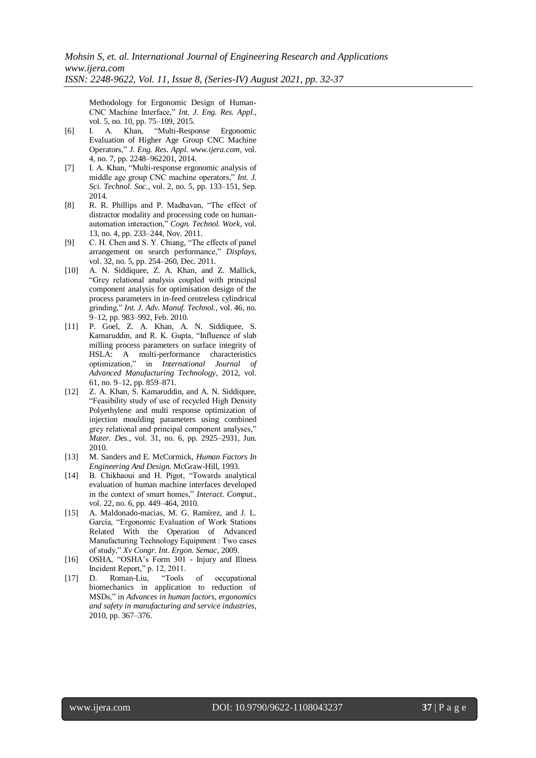Methodology for Ergonomic Design of Human-CNC Machine Interface," *Int. J. Eng. Res. Appl.*, vol. 5, no. 10, pp. 75–109, 2015.

[6] I. A. Khan, "Multi-Response Ergonomic Evaluation of Higher Age Group CNC Machine Operators," *J. Eng. Res. Appl. www.ijera.com*, vol. 4, no. 7, pp. 2248–962201, 2014.

[7] I. A. Khan, "Multi-response ergonomic analysis of middle age group CNC machine operators," *Int. J. Sci. Technol. Soc.*, vol. 2, no. 5, pp. 133–151, Sep. 2014.

[8] R. R. Phillips and P. Madhavan, "The effect of distractor modality and processing code on human-automation interaction," *Cogn. Technol. Work*, vol. 13, no. 4, pp. 233–244, Nov. 2011.

[9] C. H. Chen and S. Y. Chiang, "The effects of panel arrangement on search performance," *Displays*, vol. 32, no. 5, pp. 254–260, Dec. 2011.

[10] A. N. Siddiquee, Z. A. Khan, and Z. Mallick, "Grey relational analysis coupled with principal component analysis for optimisation design of the process parameters in in-feed centreless cylindrical grinding," *Int. J. Adv. Manuf. Technol.*, vol. 46, no. 9–12, pp. 983–992, Feb. 2010.

[11] P. Goel, Z. A. Khan, A. N. Siddiquee, S. Kamaruddin, and R. K. Gupta, "Influence of slab milling process parameters on surface integrity of HSLA: A multi-performance characteristics optimization," in *International Journal of Advanced Manufacturing Technology*, 2012, vol. 61, no. 9–12, pp. 859–871.

[12] Z. A. Khan, S. Kamaruddin, and A. N. Siddiquee, "Feasibility study of use of recycled High Density Polyethylene and multi response optimization of injection moulding parameters using combined grey relational and principal component analyses," *Mater. Des.*, vol. 31, no. 6, pp. 2925–2931, Jun. 2010.

[13] M. Sanders and E. McCormick, *Human Factors In Engineering And Design*. McGraw-Hill, 1993.

[14] B. Chikhaoui and H. Pigot, "Towards analytical evaluation of human machine interfaces developed in the context of smart homes," *Interact. Comput.*, vol. 22, no. 6, pp. 449–464, 2010.

[15] A. Maldonado-macias, M. G. Ramírez, and J. L. García, "Ergonomic Evaluation of Work Stations Related With the Operation of Advanced Manufacturing Technology Equipment : Two cases of study," *Xv Congr. Int. Ergon. Semac*, 2009.

[16] OSHA, "OSHA's Form 301 - Injury and Illness Incident Report," p. 12, 2011.

[17] D. Roman-Liu, "Tools of occupational biomechanics in application to reduction of MSDs," in *Advances in human factors, ergonomics and safety in manufacturing and service industries*, 2010, pp. 367–376.